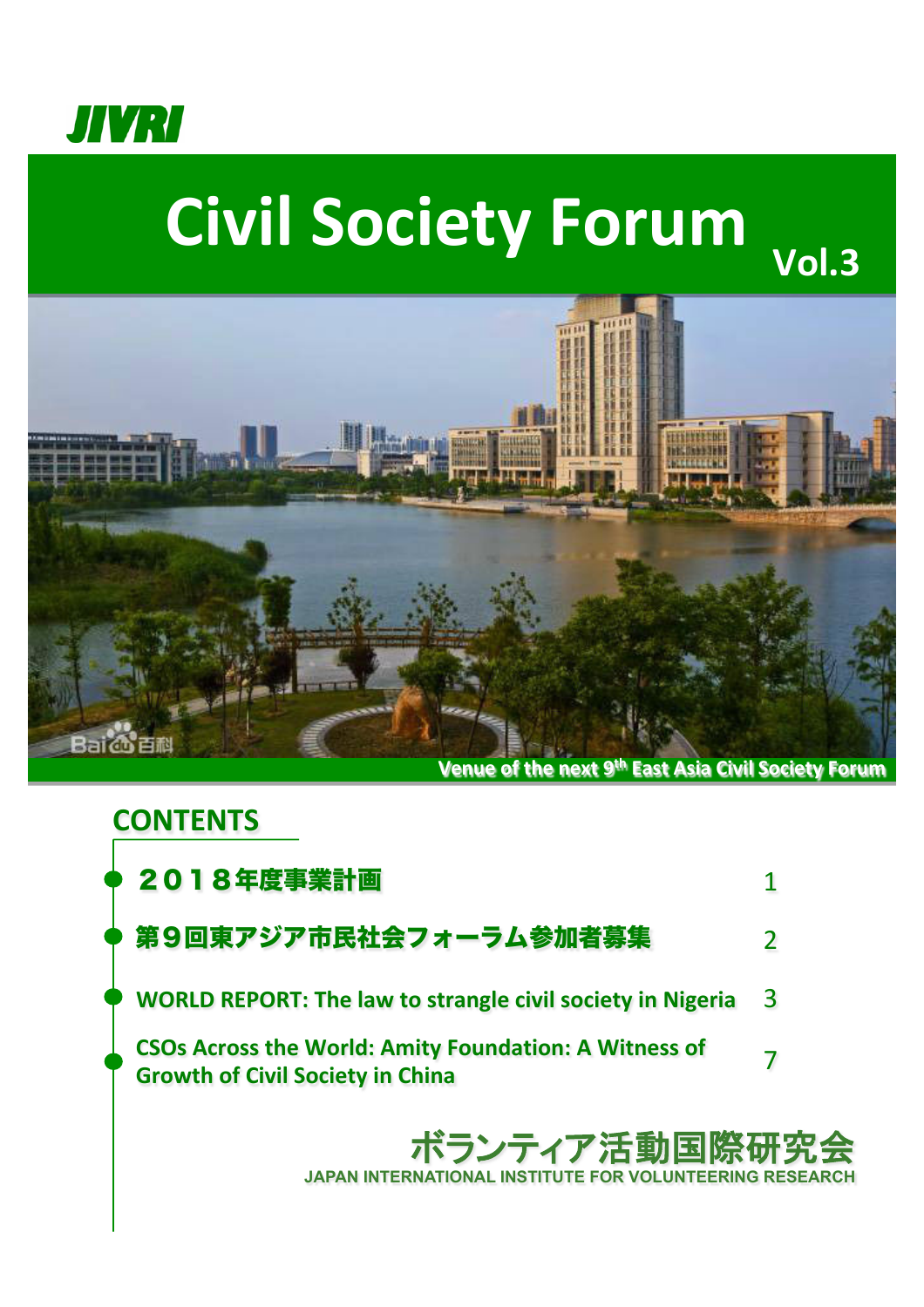JIVRI

# Civil Society Forum

Vol.3

Venue of the next 9th East Asia Civil Society Forum

## CONTENTS

- ２０１８年度事業計画 1
- 第９回東アジア市民社会フォーラム参加者募集 2
- WORLD REPORT: The law to strangle civil society in Nigeria 3
- CSOs Across the World: Amity Foundation: A Witness of Growth of Civil Society in China 7

ボランティア活動国際研究会

JAPAN INTERNATIONAL INSTITUTE FOR VOLUNTEERING RESEARCH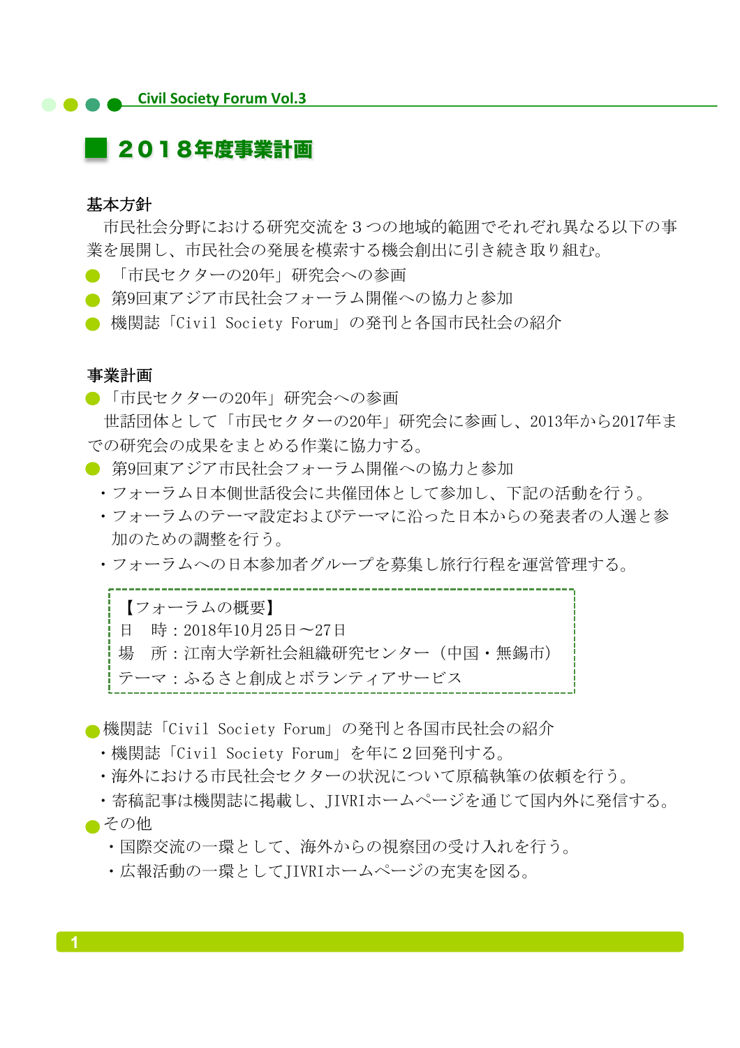## ２０１８年度事業計画

**基本方針**

市民社会分野における研究交流を３つの地域的範囲でそれぞれ異なる以下の事業を展開し、市民社会の発展を模索する機会創出に引き続き取り組む。

- 「市民セクターの20年」研究会への参画
- 第9回東アジア市民社会フォーラム開催への協力と参加
- 機関誌「Civil Society Forum」の発刊と各国市民社会の紹介

**事業計画**

- 「市民セクターの20年」研究会への参画

世話団体として「市民セクターの20年」研究会に参画し、2013年から2017年までの研究会の成果をまとめる作業に協力する。

- 第9回東アジア市民社会フォーラム開催への協力と参加
  - ・フォーラム日本側世話役会に共催団体として参加し、下記の活動を行う。
  - ・フォーラムのテーマ設定およびテーマに沿った日本からの発表者の人選と参加のための調整を行う。
  - ・フォーラムへの日本参加者グループを募集し旅行行程を運営管理する。

> 【フォーラムの概要】
> 日　時：2018年10月25日～27日
> 場　所：江南大学新社会組織研究センター（中国・無錫市）
> テーマ：ふるさと創成とボランティアサービス

- 機関誌「Civil Society Forum」の発刊と各国市民社会の紹介
  - ・機関誌「Civil Society Forum」を年に２回発刊する。
  - ・海外における市民社会セクターの状況について原稿執筆の依頼を行う。
  - ・寄稿記事は機関誌に掲載し、JIVRIホームページを通じて国内外に発信する。
- その他
  - ・国際交流の一環として、海外からの視察団の受け入れを行う。
  - ・広報活動の一環としてJIVRIホームページの充実を図る。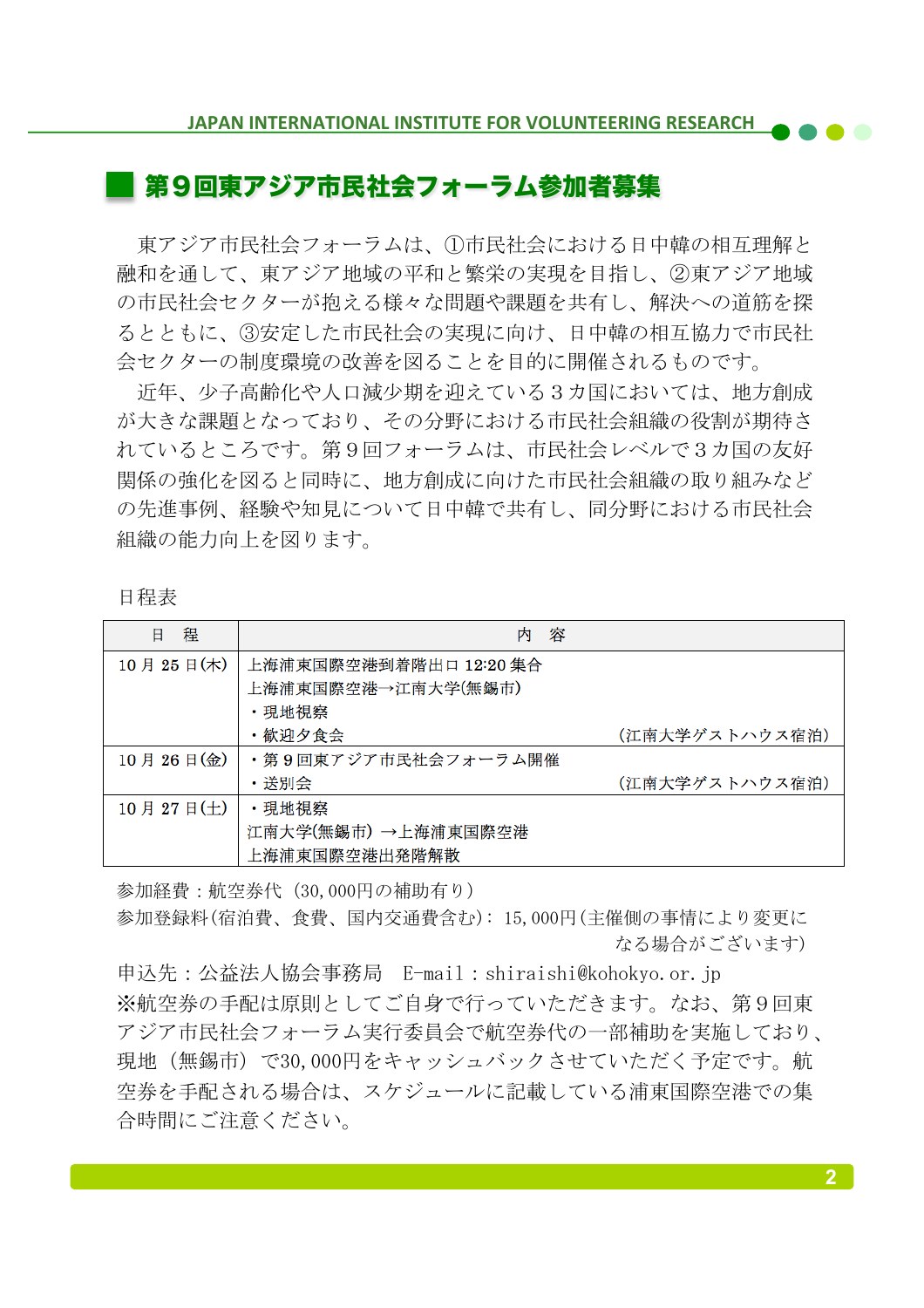## 第９回東アジア市民社会フォーラム参加者募集

東アジア市民社会フォーラムは、①市民社会における日中韓の相互理解と融和を通して、東アジア地域の平和と繁栄の実現を目指し、②東アジア地域の市民社会セクターが抱える様々な問題や課題を共有し、解決への道筋を探るとともに、③安定した市民社会の実現に向け、日中韓の相互協力で市民社会セクターの制度環境の改善を図ることを目的に開催されるものです。

近年、少子高齢化や人口減少期を迎えている３カ国においては、地方創成が大きな課題となっており、その分野における市民社会組織の役割が期待されているところです。第９回フォーラムは、市民社会レベルで３カ国の友好関係の強化を図ると同時に、地方創成に向けた市民社会組織の取り組みなどの先進事例、経験や知見について日中韓で共有し、同分野における市民社会組織の能力向上を図ります。

日程表

| 日　程 | 内　容 |
|---|---|
| 10 月 25 日(木) | 上海浦東国際空港到着階出口 12:20 集合<br>上海浦東国際空港→江南大学(無錫市)<br>・現地視察<br>・歓迎夕食会　（江南大学ゲストハウス宿泊） |
| 10 月 26 日(金) | ・第 9 回東アジア市民社会フォーラム開催<br>・送別会　（江南大学ゲストハウス宿泊） |
| 10 月 27 日(土) | ・現地視察<br>江南大学(無錫市) →上海浦東国際空港<br>上海浦東国際空港出発階解散 |

参加経費：航空券代（30,000円の補助有り）
参加登録料(宿泊費、食費、国内交通費含む): 15,000円(主催側の事情により変更になる場合がございます)
申込先：公益法人協会事務局　E-mail：shiraishi@kohokyo.or.jp
※航空券の手配は原則としてご自身で行っていただきます。なお、第９回東アジア市民社会フォーラム実行委員会で航空券代の一部補助を実施しており、現地（無錫市）で30,000円をキャッシュバックさせていただく予定です。航空券を手配される場合は、スケジュールに記載している浦東国際空港での集合時間にご注意ください。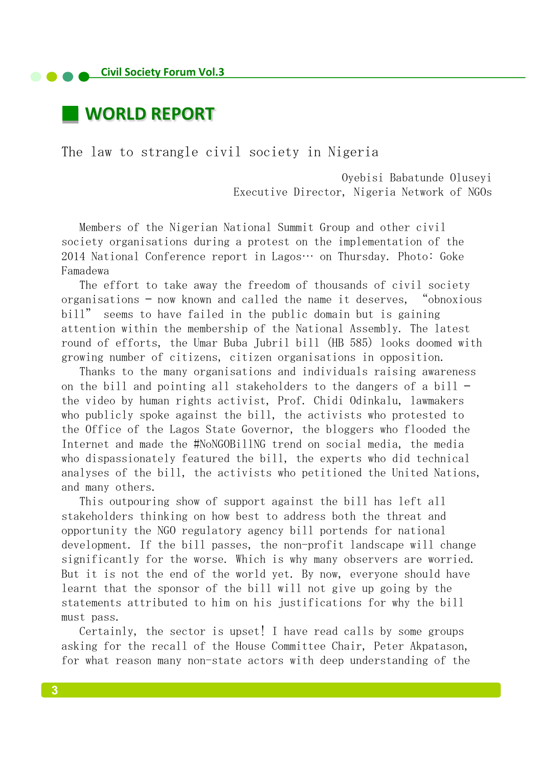## WORLD REPORT

### The law to strangle civil society in Nigeria

Oyebisi Babatunde Oluseyi
Executive Director, Nigeria Network of NGOs

Members of the Nigerian National Summit Group and other civil society organisations during a protest on the implementation of the 2014 National Conference report in Lagos… on Thursday. Photo: Goke Famadewa

The effort to take away the freedom of thousands of civil society organisations – now known and called the name it deserves, "obnoxious bill" seems to have failed in the public domain but is gaining attention within the membership of the National Assembly. The latest round of efforts, the Umar Buba Jubril bill (HB 585) looks doomed with growing number of citizens, citizen organisations in opposition.

Thanks to the many organisations and individuals raising awareness on the bill and pointing all stakeholders to the dangers of a bill – the video by human rights activist, Prof. Chidi Odinkalu, lawmakers who publicly spoke against the bill, the activists who protested to the Office of the Lagos State Governor, the bloggers who flooded the Internet and made the #NoNGOBillNG trend on social media, the media who dispassionately featured the bill, the experts who did technical analyses of the bill, the activists who petitioned the United Nations, and many others.

This outpouring show of support against the bill has left all stakeholders thinking on how best to address both the threat and opportunity the NGO regulatory agency bill portends for national development. If the bill passes, the non-profit landscape will change significantly for the worse. Which is why many observers are worried. But it is not the end of the world yet. By now, everyone should have learnt that the sponsor of the bill will not give up going by the statements attributed to him on his justifications for why the bill must pass.

Certainly, the sector is upset! I have read calls by some groups asking for the recall of the House Committee Chair, Peter Akpatason, for what reason many non-state actors with deep understanding of the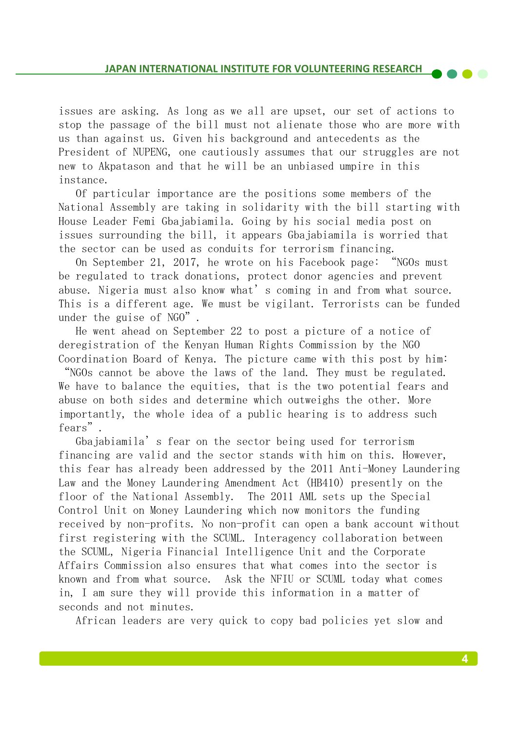issues are asking. As long as we all are upset, our set of actions to stop the passage of the bill must not alienate those who are more with us than against us. Given his background and antecedents as the President of NUPENG, one cautiously assumes that our struggles are not new to Akpatason and that he will be an unbiased umpire in this instance.

Of particular importance are the positions some members of the National Assembly are taking in solidarity with the bill starting with House Leader Femi Gbajabiamila. Going by his social media post on issues surrounding the bill, it appears Gbajabiamila is worried that the sector can be used as conduits for terrorism financing.

On September 21, 2017, he wrote on his Facebook page: "NGOs must be regulated to track donations, protect donor agencies and prevent abuse. Nigeria must also know what's coming in and from what source. This is a different age. We must be vigilant. Terrorists can be funded under the guise of NGO".

He went ahead on September 22 to post a picture of a notice of deregistration of the Kenyan Human Rights Commission by the NGO Coordination Board of Kenya. The picture came with this post by him: "NGOs cannot be above the laws of the land. They must be regulated. We have to balance the equities, that is the two potential fears and abuse on both sides and determine which outweighs the other. More importantly, the whole idea of a public hearing is to address such fears".

Gbajabiamila's fear on the sector being used for terrorism financing are valid and the sector stands with him on this. However, this fear has already been addressed by the 2011 Anti-Money Laundering Law and the Money Laundering Amendment Act (HB410) presently on the floor of the National Assembly. The 2011 AML sets up the Special Control Unit on Money Laundering which now monitors the funding received by non-profits. No non-profit can open a bank account without first registering with the SCUML. Interagency collaboration between the SCUML, Nigeria Financial Intelligence Unit and the Corporate Affairs Commission also ensures that what comes into the sector is known and from what source. Ask the NFIU or SCUML today what comes in, I am sure they will provide this information in a matter of seconds and not minutes.

African leaders are very quick to copy bad policies yet slow and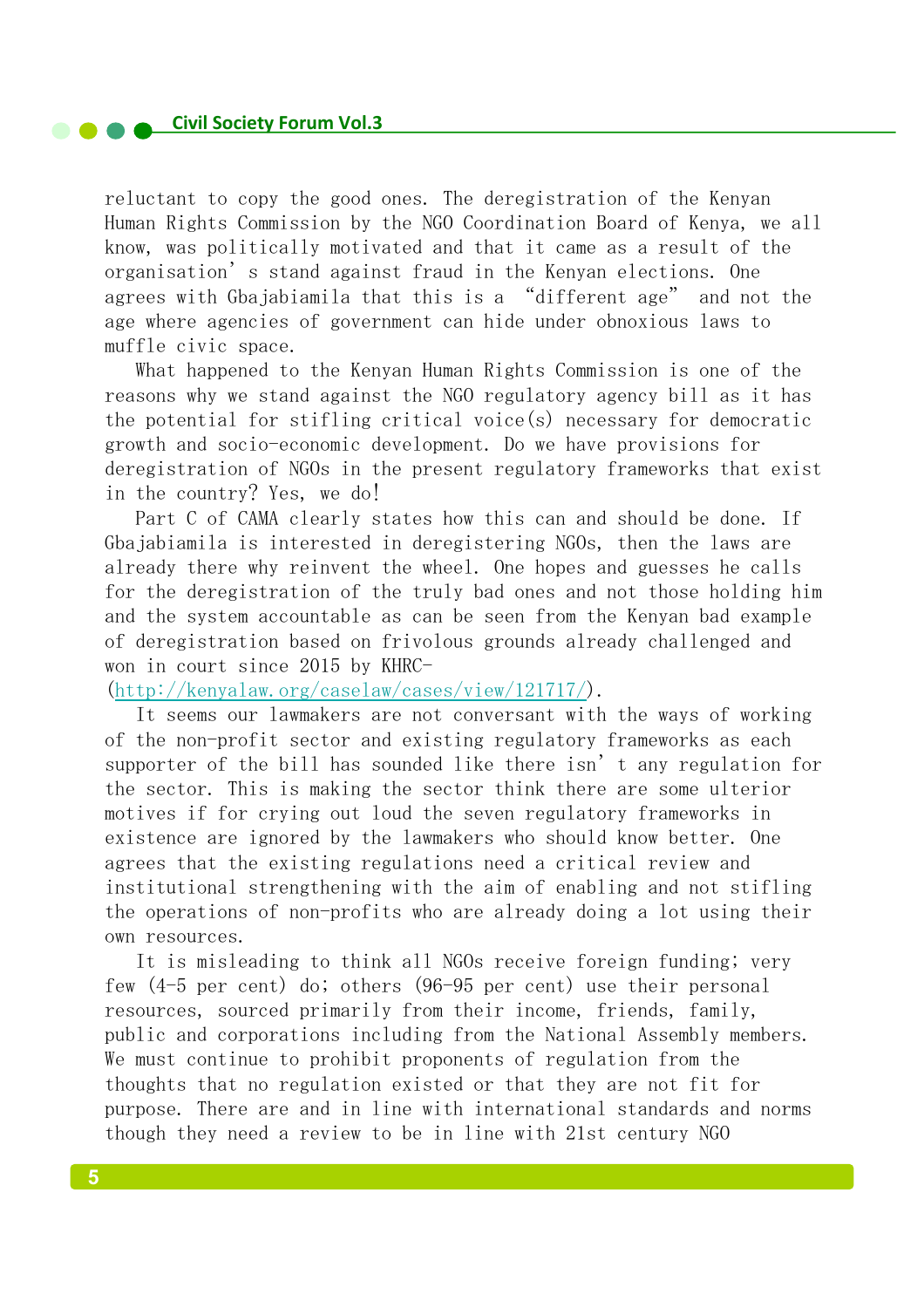reluctant to copy the good ones. The deregistration of the Kenyan Human Rights Commission by the NGO Coordination Board of Kenya, we all know, was politically motivated and that it came as a result of the organisation's stand against fraud in the Kenyan elections. One agrees with Gbajabiamila that this is a "different age" and not the age where agencies of government can hide under obnoxious laws to muffle civic space.

What happened to the Kenyan Human Rights Commission is one of the reasons why we stand against the NGO regulatory agency bill as it has the potential for stifling critical voice(s) necessary for democratic growth and socio-economic development. Do we have provisions for deregistration of NGOs in the present regulatory frameworks that exist in the country? Yes, we do!

Part C of CAMA clearly states how this can and should be done. If Gbajabiamila is interested in deregistering NGOs, then the laws are already there why reinvent the wheel. One hopes and guesses he calls for the deregistration of the truly bad ones and not those holding him and the system accountable as can be seen from the Kenyan bad example of deregistration based on frivolous grounds already challenged and won in court since 2015 by KHRC- (http://kenyalaw.org/caselaw/cases/view/121717/).

It seems our lawmakers are not conversant with the ways of working of the non-profit sector and existing regulatory frameworks as each supporter of the bill has sounded like there isn't any regulation for the sector. This is making the sector think there are some ulterior motives if for crying out loud the seven regulatory frameworks in existence are ignored by the lawmakers who should know better. One agrees that the existing regulations need a critical review and institutional strengthening with the aim of enabling and not stifling the operations of non-profits who are already doing a lot using their own resources.

It is misleading to think all NGOs receive foreign funding; very few (4-5 per cent) do; others (96-95 per cent) use their personal resources, sourced primarily from their income, friends, family, public and corporations including from the National Assembly members. We must continue to prohibit proponents of regulation from the thoughts that no regulation existed or that they are not fit for purpose. There are and in line with international standards and norms though they need a review to be in line with 21st century NGO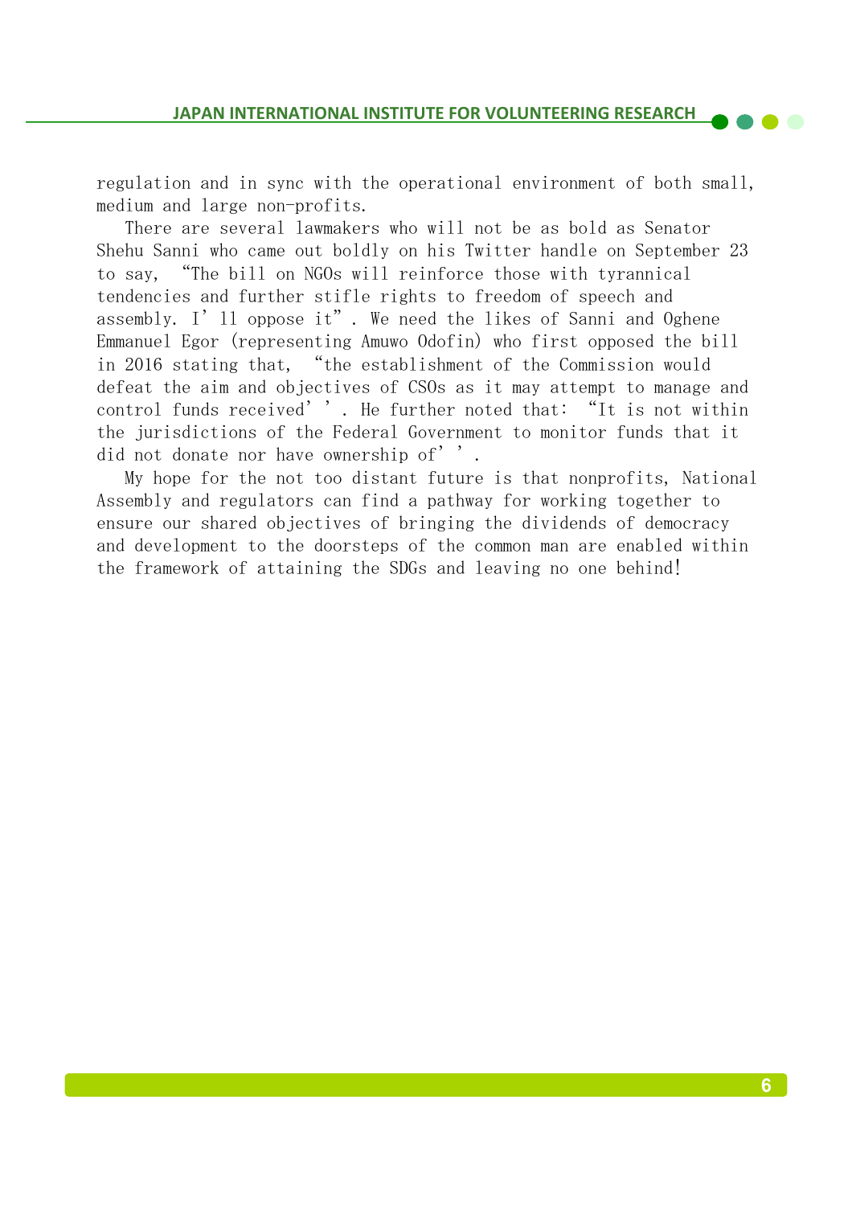regulation and in sync with the operational environment of both small, medium and large non-profits.

There are several lawmakers who will not be as bold as Senator Shehu Sanni who came out boldly on his Twitter handle on September 23 to say, "The bill on NGOs will reinforce those with tyrannical tendencies and further stifle rights to freedom of speech and assembly. I'll oppose it". We need the likes of Sanni and Oghene Emmanuel Egor (representing Amuwo Odofin) who first opposed the bill in 2016 stating that, "the establishment of the Commission would defeat the aim and objectives of CSOs as it may attempt to manage and control funds received''. He further noted that: "It is not within the jurisdictions of the Federal Government to monitor funds that it did not donate nor have ownership of''.

My hope for the not too distant future is that nonprofits, National Assembly and regulators can find a pathway for working together to ensure our shared objectives of bringing the dividends of democracy and development to the doorsteps of the common man are enabled within the framework of attaining the SDGs and leaving no one behind!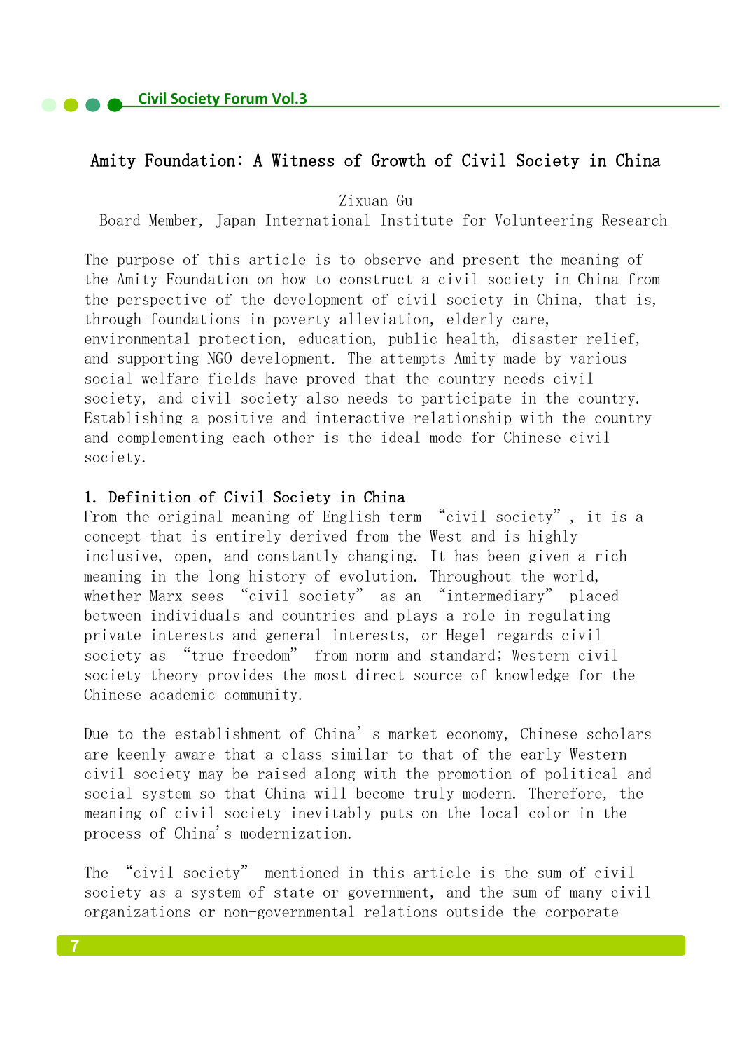# Amity Foundation: A Witness of Growth of Civil Society in China

Zixuan Gu

Board Member, Japan International Institute for Volunteering Research

The purpose of this article is to observe and present the meaning of the Amity Foundation on how to construct a civil society in China from the perspective of the development of civil society in China, that is, through foundations in poverty alleviation, elderly care, environmental protection, education, public health, disaster relief, and supporting NGO development. The attempts Amity made by various social welfare fields have proved that the country needs civil society, and civil society also needs to participate in the country. Establishing a positive and interactive relationship with the country and complementing each other is the ideal mode for Chinese civil society.

## 1. Definition of Civil Society in China

From the original meaning of English term "civil society", it is a concept that is entirely derived from the West and is highly inclusive, open, and constantly changing. It has been given a rich meaning in the long history of evolution. Throughout the world, whether Marx sees "civil society" as an "intermediary" placed between individuals and countries and plays a role in regulating private interests and general interests, or Hegel regards civil society as "true freedom" from norm and standard; Western civil society theory provides the most direct source of knowledge for the Chinese academic community.

Due to the establishment of China's market economy, Chinese scholars are keenly aware that a class similar to that of the early Western civil society may be raised along with the promotion of political and social system so that China will become truly modern. Therefore, the meaning of civil society inevitably puts on the local color in the process of China's modernization.

The "civil society" mentioned in this article is the sum of civil society as a system of state or government, and the sum of many civil organizations or non-governmental relations outside the corporate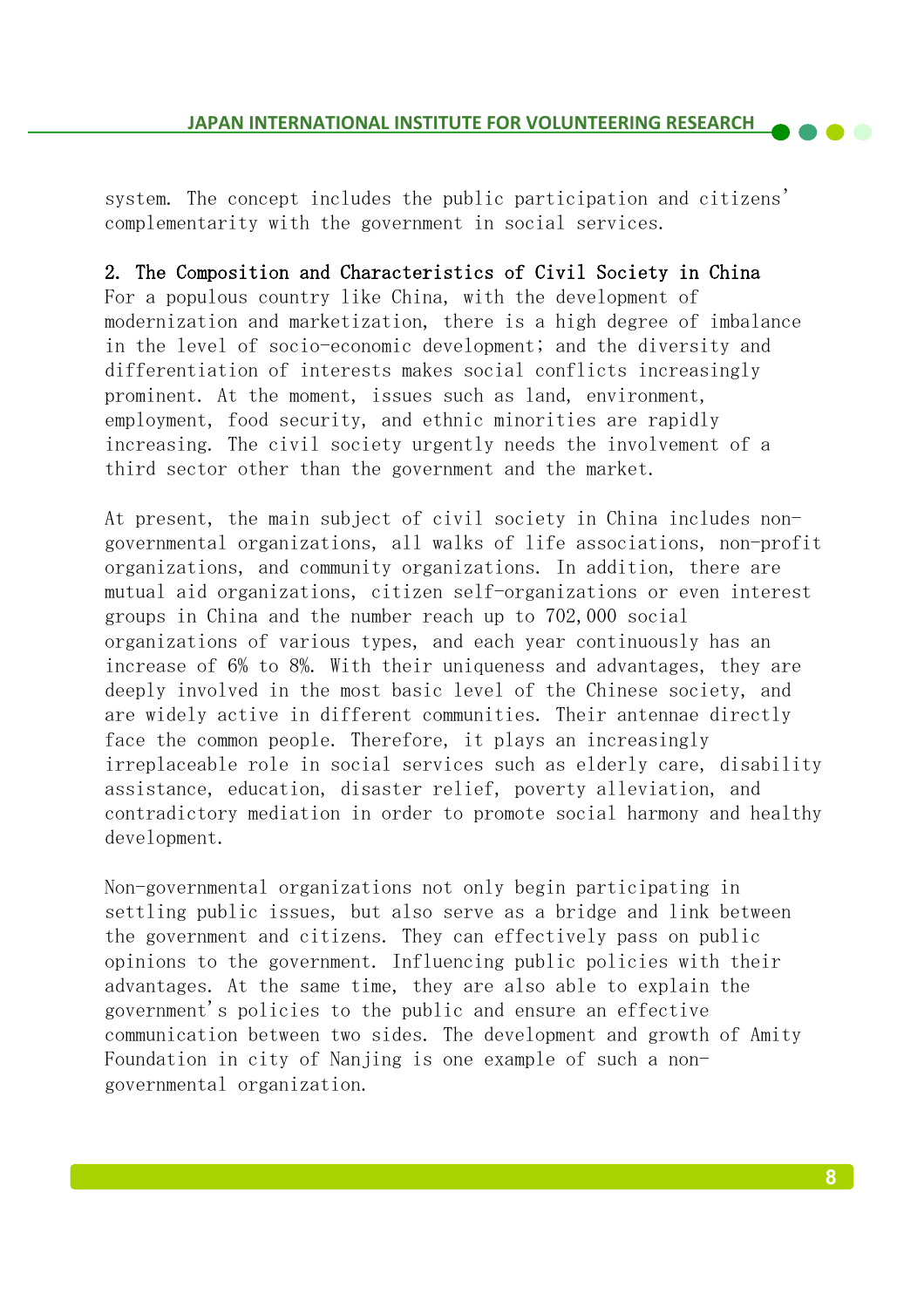system. The concept includes the public participation and citizens' complementarity with the government in social services.

**2. The Composition and Characteristics of Civil Society in China**

For a populous country like China, with the development of modernization and marketization, there is a high degree of imbalance in the level of socio-economic development; and the diversity and differentiation of interests makes social conflicts increasingly prominent. At the moment, issues such as land, environment, employment, food security, and ethnic minorities are rapidly increasing. The civil society urgently needs the involvement of a third sector other than the government and the market.

At present, the main subject of civil society in China includes non-governmental organizations, all walks of life associations, non-profit organizations, and community organizations. In addition, there are mutual aid organizations, citizen self-organizations or even interest groups in China and the number reach up to 702,000 social organizations of various types, and each year continuously has an increase of 6% to 8%. With their uniqueness and advantages, they are deeply involved in the most basic level of the Chinese society, and are widely active in different communities. Their antennae directly face the common people. Therefore, it plays an increasingly irreplaceable role in social services such as elderly care, disability assistance, education, disaster relief, poverty alleviation, and contradictory mediation in order to promote social harmony and healthy development.

Non-governmental organizations not only begin participating in settling public issues, but also serve as a bridge and link between the government and citizens. They can effectively pass on public opinions to the government. Influencing public policies with their advantages. At the same time, they are also able to explain the government's policies to the public and ensure an effective communication between two sides. The development and growth of Amity Foundation in city of Nanjing is one example of such a non-governmental organization.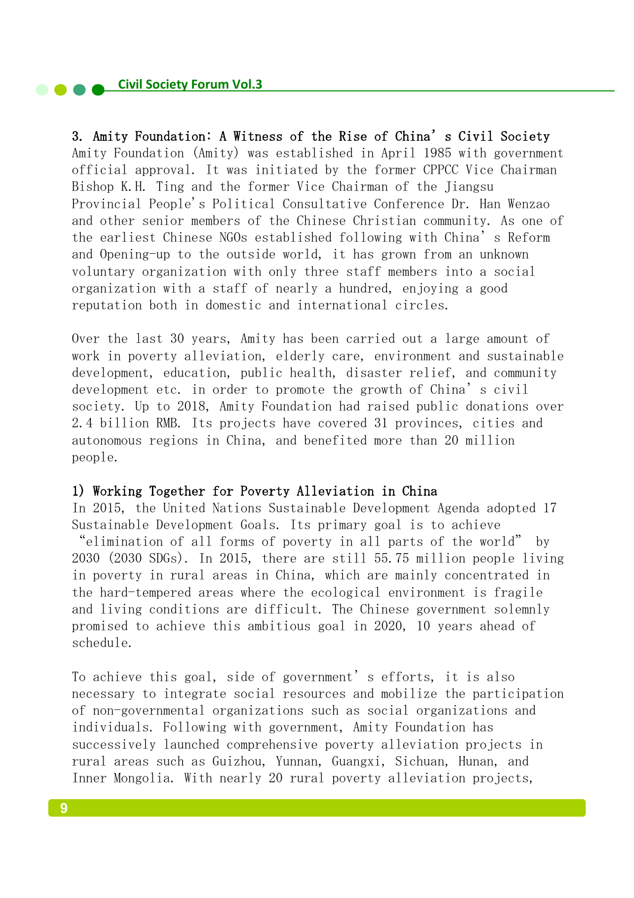## 3. Amity Foundation: A Witness of the Rise of China's Civil Society

Amity Foundation (Amity) was established in April 1985 with government official approval. It was initiated by the former CPPCC Vice Chairman Bishop K.H. Ting and the former Vice Chairman of the Jiangsu Provincial People's Political Consultative Conference Dr. Han Wenzao and other senior members of the Chinese Christian community. As one of the earliest Chinese NGOs established following with China's Reform and Opening-up to the outside world, it has grown from an unknown voluntary organization with only three staff members into a social organization with a staff of nearly a hundred, enjoying a good reputation both in domestic and international circles.

Over the last 30 years, Amity has been carried out a large amount of work in poverty alleviation, elderly care, environment and sustainable development, education, public health, disaster relief, and community development etc. in order to promote the growth of China's civil society. Up to 2018, Amity Foundation had raised public donations over 2.4 billion RMB. Its projects have covered 31 provinces, cities and autonomous regions in China, and benefited more than 20 million people.

### 1) Working Together for Poverty Alleviation in China

In 2015, the United Nations Sustainable Development Agenda adopted 17 Sustainable Development Goals. Its primary goal is to achieve "elimination of all forms of poverty in all parts of the world" by 2030 (2030 SDGs). In 2015, there are still 55.75 million people living in poverty in rural areas in China, which are mainly concentrated in the hard-tempered areas where the ecological environment is fragile and living conditions are difficult. The Chinese government solemnly promised to achieve this ambitious goal in 2020, 10 years ahead of schedule.

To achieve this goal, side of government's efforts, it is also necessary to integrate social resources and mobilize the participation of non-governmental organizations such as social organizations and individuals. Following with government, Amity Foundation has successively launched comprehensive poverty alleviation projects in rural areas such as Guizhou, Yunnan, Guangxi, Sichuan, Hunan, and Inner Mongolia. With nearly 20 rural poverty alleviation projects,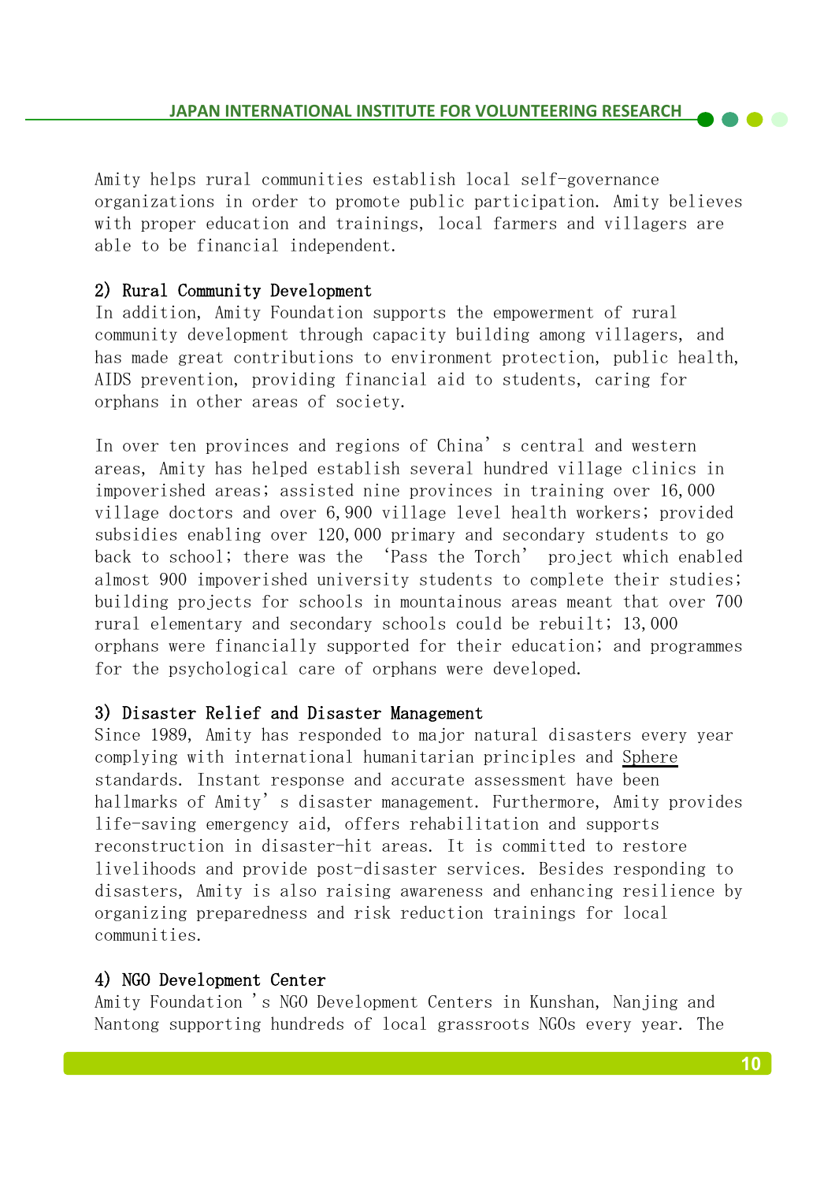Amity helps rural communities establish local self-governance organizations in order to promote public participation. Amity believes with proper education and trainings, local farmers and villagers are able to be financial independent.

### 2) Rural Community Development

In addition, Amity Foundation supports the empowerment of rural community development through capacity building among villagers, and has made great contributions to environment protection, public health, AIDS prevention, providing financial aid to students, caring for orphans in other areas of society.

In over ten provinces and regions of China's central and western areas, Amity has helped establish several hundred village clinics in impoverished areas; assisted nine provinces in training over 16,000 village doctors and over 6,900 village level health workers; provided subsidies enabling over 120,000 primary and secondary students to go back to school; there was the 'Pass the Torch' project which enabled almost 900 impoverished university students to complete their studies; building projects for schools in mountainous areas meant that over 700 rural elementary and secondary schools could be rebuilt; 13,000 orphans were financially supported for their education; and programmes for the psychological care of orphans were developed.

### 3) Disaster Relief and Disaster Management

Since 1989, Amity has responded to major natural disasters every year complying with international humanitarian principles and Sphere standards. Instant response and accurate assessment have been hallmarks of Amity's disaster management. Furthermore, Amity provides life-saving emergency aid, offers rehabilitation and supports reconstruction in disaster-hit areas. It is committed to restore livelihoods and provide post-disaster services. Besides responding to disasters, Amity is also raising awareness and enhancing resilience by organizing preparedness and risk reduction trainings for local communities.

### 4) NGO Development Center

Amity Foundation 's NGO Development Centers in Kunshan, Nanjing and Nantong supporting hundreds of local grassroots NGOs every year. The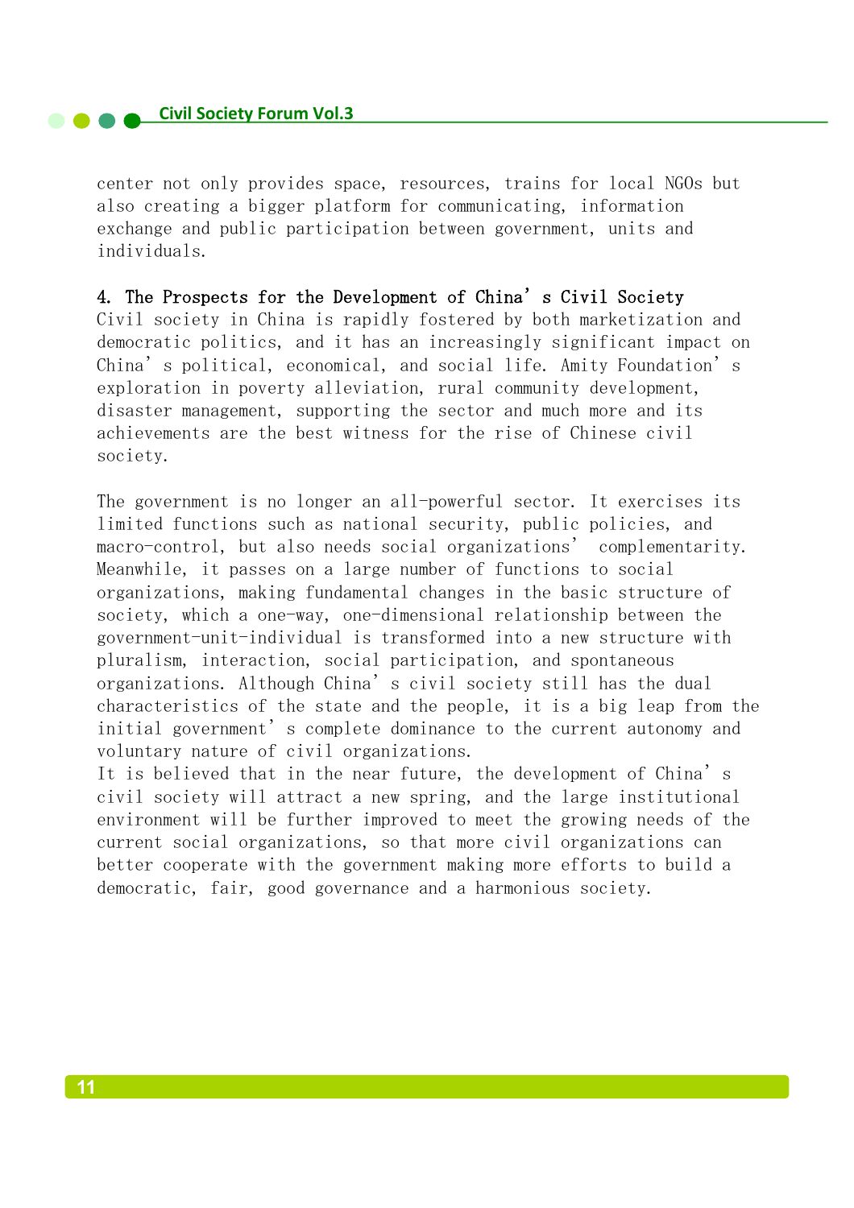center not only provides space, resources, trains for local NGOs but also creating a bigger platform for communicating, information exchange and public participation between government, units and individuals.

## 4. The Prospects for the Development of China's Civil Society

Civil society in China is rapidly fostered by both marketization and democratic politics, and it has an increasingly significant impact on China's political, economical, and social life. Amity Foundation's exploration in poverty alleviation, rural community development, disaster management, supporting the sector and much more and its achievements are the best witness for the rise of Chinese civil society.

The government is no longer an all-powerful sector. It exercises its limited functions such as national security, public policies, and macro-control, but also needs social organizations' complementarity. Meanwhile, it passes on a large number of functions to social organizations, making fundamental changes in the basic structure of society, which a one-way, one-dimensional relationship between the government-unit-individual is transformed into a new structure with pluralism, interaction, social participation, and spontaneous organizations. Although China's civil society still has the dual characteristics of the state and the people, it is a big leap from the initial government's complete dominance to the current autonomy and voluntary nature of civil organizations.
It is believed that in the near future, the development of China's civil society will attract a new spring, and the large institutional environment will be further improved to meet the growing needs of the current social organizations, so that more civil organizations can better cooperate with the government making more efforts to build a democratic, fair, good governance and a harmonious society.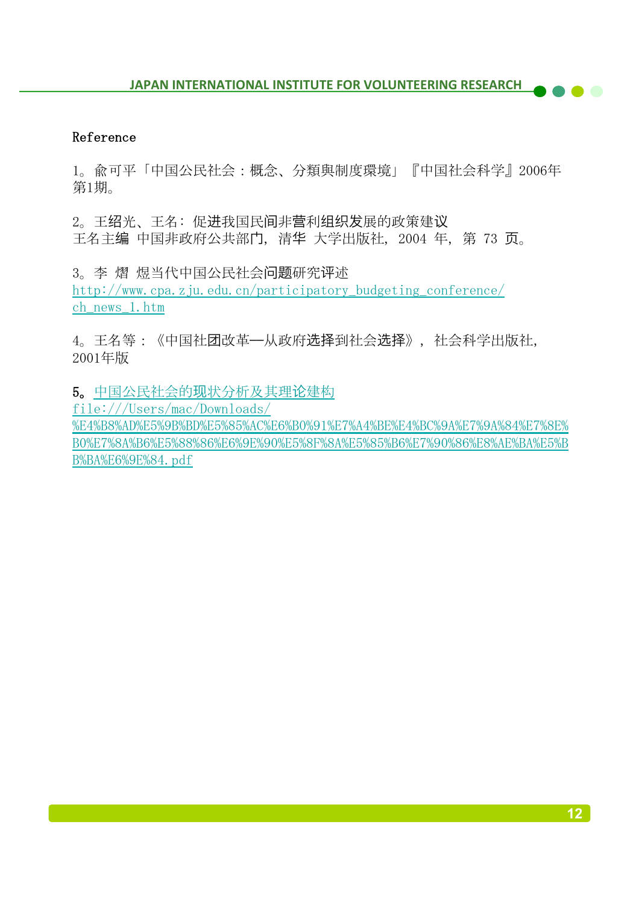Reference

1。俞可平「中国公民社会：概念、分類與制度環境」『中国社会科学』2006年第1期。

2。王绍光、王名：促进我国民间非营利组织发展的政策建议
王名主编 中国非政府公共部门，清华 大学出版社，2004 年，第 73 页。

3。李 熠 煜当代中国公民社会问题研究评述
http://www.cpa.zju.edu.cn/participatory_budgeting_conference/ch_news_1.htm

4。王名等：《中国社团改革—从政府选择到社会选择》，社会科学出版社，2001年版

5。中国公民社会的现状分析及其理论建构
file:///Users/mac/Downloads/%E4%B8%AD%E5%9B%BD%E5%85%AC%E6%B0%91%E7%A4%BE%E4%BC%9A%E7%9A%84%E7%8E%B0%E7%8A%B6%E5%88%86%E6%9E%90%E5%8F%8A%E5%85%B6%E7%90%86%E8%AE%BA%E5%BB%BA%E6%9E%84.pdf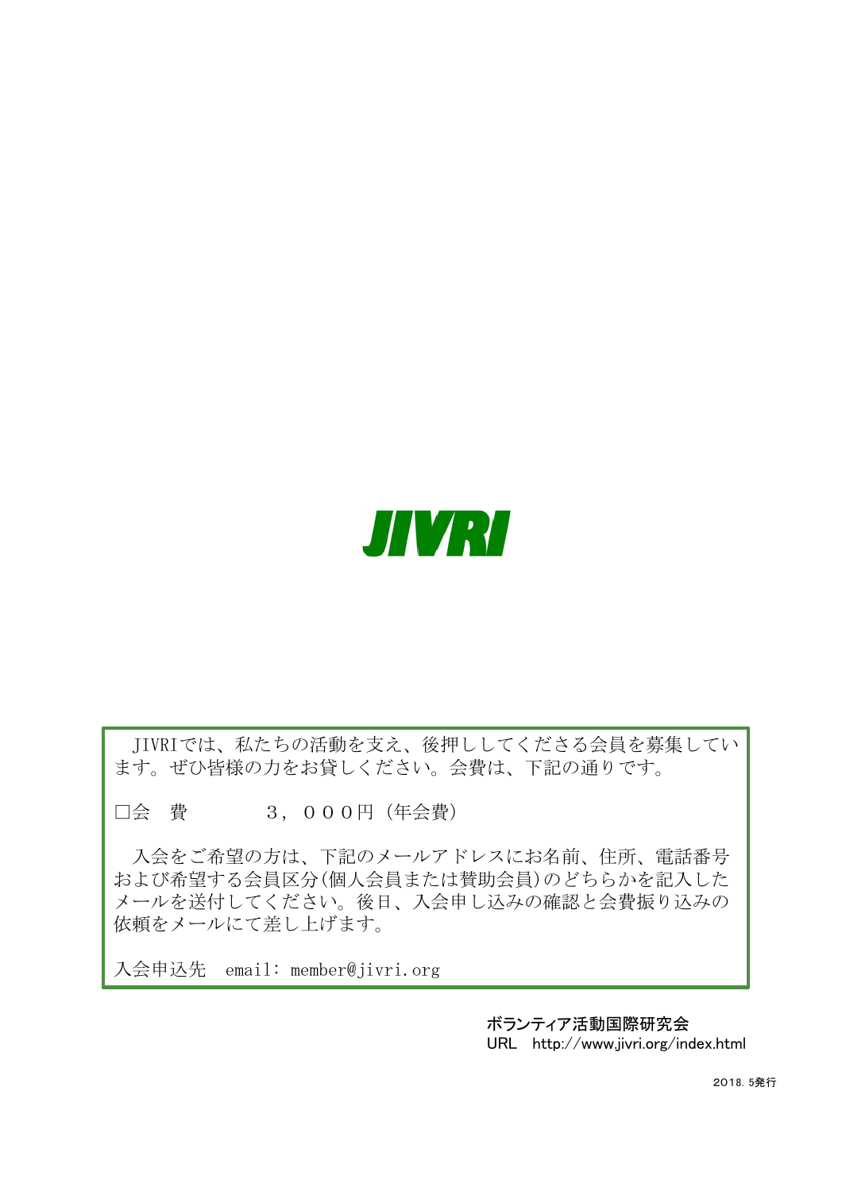JIVRI

JIVRIでは、私たちの活動を支え、後押ししてくださる会員を募集しています。ぜひ皆様の力をお貸しください。会費は、下記の通りです。

□会　費　　　　３，０００円（年会費）

入会をご希望の方は、下記のメールアドレスにお名前、住所、電話番号および希望する会員区分(個人会員または賛助会員)のどちらかを記入したメールを送付してください。後日、入会申し込みの確認と会費振り込みの依頼をメールにて差し上げます。

入会申込先　email：member@jivri.org

ボランティア活動国際研究会
URL　http://www.jivri.org/index.html

2018.5発行